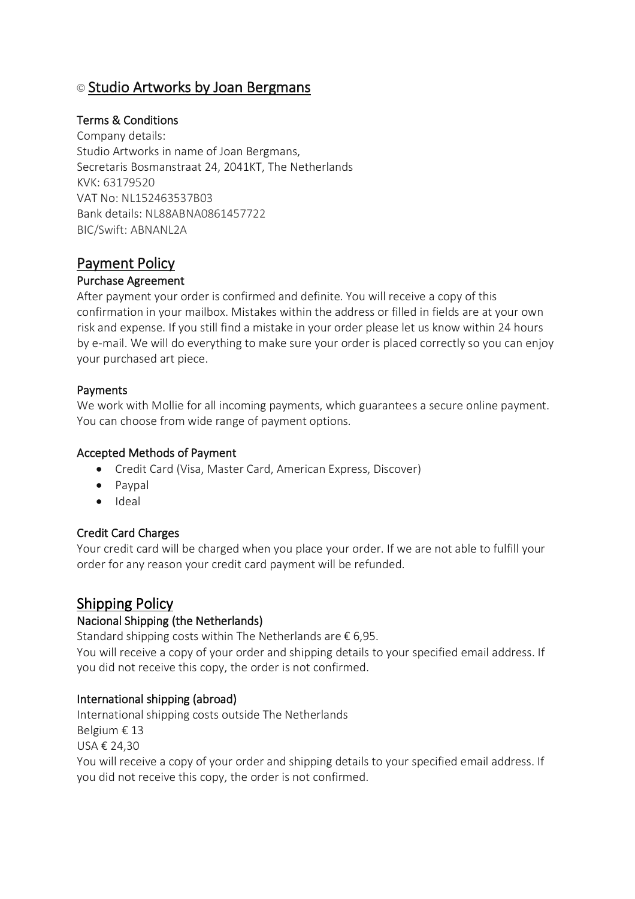# © Studio Artworks by Joan Bergmans

### Terms & Conditions

Company details:
Studio Artworks in name of Joan Bergmans,
Secretaris Bosmanstraat 24, 2041KT, The Netherlands
KVK: 63179520
VAT No: NL152463537B03
Bank details: NL88ABNA0861457722
BIC/Swift: ABNANL2A

## Payment Policy

### Purchase Agreement

After payment your order is confirmed and definite. You will receive a copy of this confirmation in your mailbox. Mistakes within the address or filled in fields are at your own risk and expense. If you still find a mistake in your order please let us know within 24 hours by e-mail. We will do everything to make sure your order is placed correctly so you can enjoy your purchased art piece.

### Payments

We work with Mollie for all incoming payments, which guarantees a secure online payment. You can choose from wide range of payment options.

### Accepted Methods of Payment

- Credit Card (Visa, Master Card, American Express, Discover)
- Paypal
- Ideal

### Credit Card Charges

Your credit card will be charged when you place your order. If we are not able to fulfill your order for any reason your credit card payment will be refunded.

## Shipping Policy

### Nacional Shipping (the Netherlands)

Standard shipping costs within The Netherlands are € 6,95.
You will receive a copy of your order and shipping details to your specified email address. If you did not receive this copy, the order is not confirmed.

### International shipping (abroad)

International shipping costs outside The Netherlands
Belgium € 13
USA € 24,30
You will receive a copy of your order and shipping details to your specified email address. If you did not receive this copy, the order is not confirmed.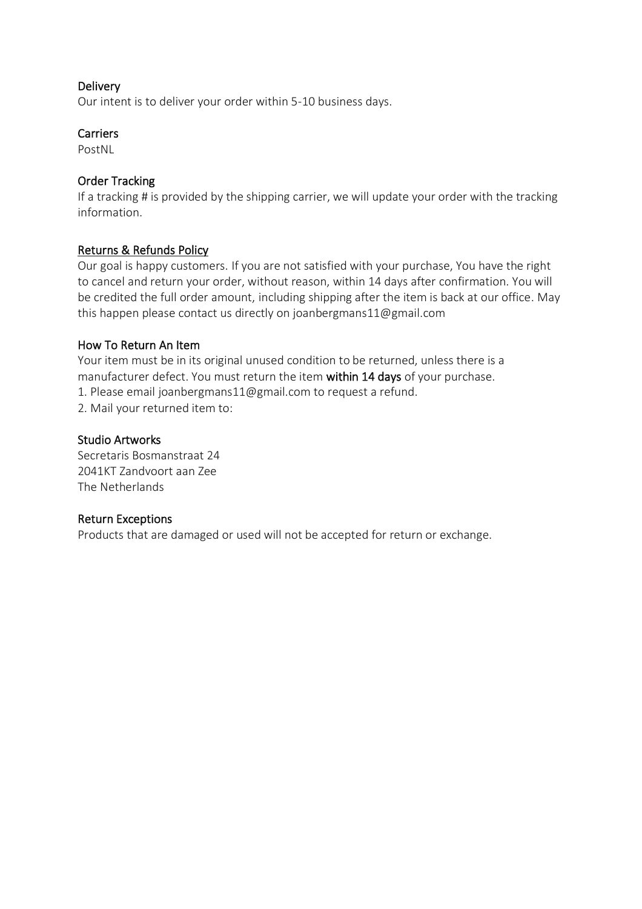## Delivery

Our intent is to deliver your order within 5-10 business days.

## Carriers

PostNL

## Order Tracking

If a tracking # is provided by the shipping carrier, we will update your order with the tracking information.

## Returns & Refunds Policy

Our goal is happy customers. If you are not satisfied with your purchase, You have the right to cancel and return your order, without reason, within 14 days after confirmation. You will be credited the full order amount, including shipping after the item is back at our office. May this happen please contact us directly on joanbergmans11@gmail.com

## How To Return An Item

Your item must be in its original unused condition to be returned, unless there is a manufacturer defect. You must return the item **within 14 days** of your purchase.

1. Please email joanbergmans11@gmail.com to request a refund.
2. Mail your returned item to:

## Studio Artworks

Secretaris Bosmanstraat 24
2041KT Zandvoort aan Zee
The Netherlands

## Return Exceptions

Products that are damaged or used will not be accepted for return or exchange.